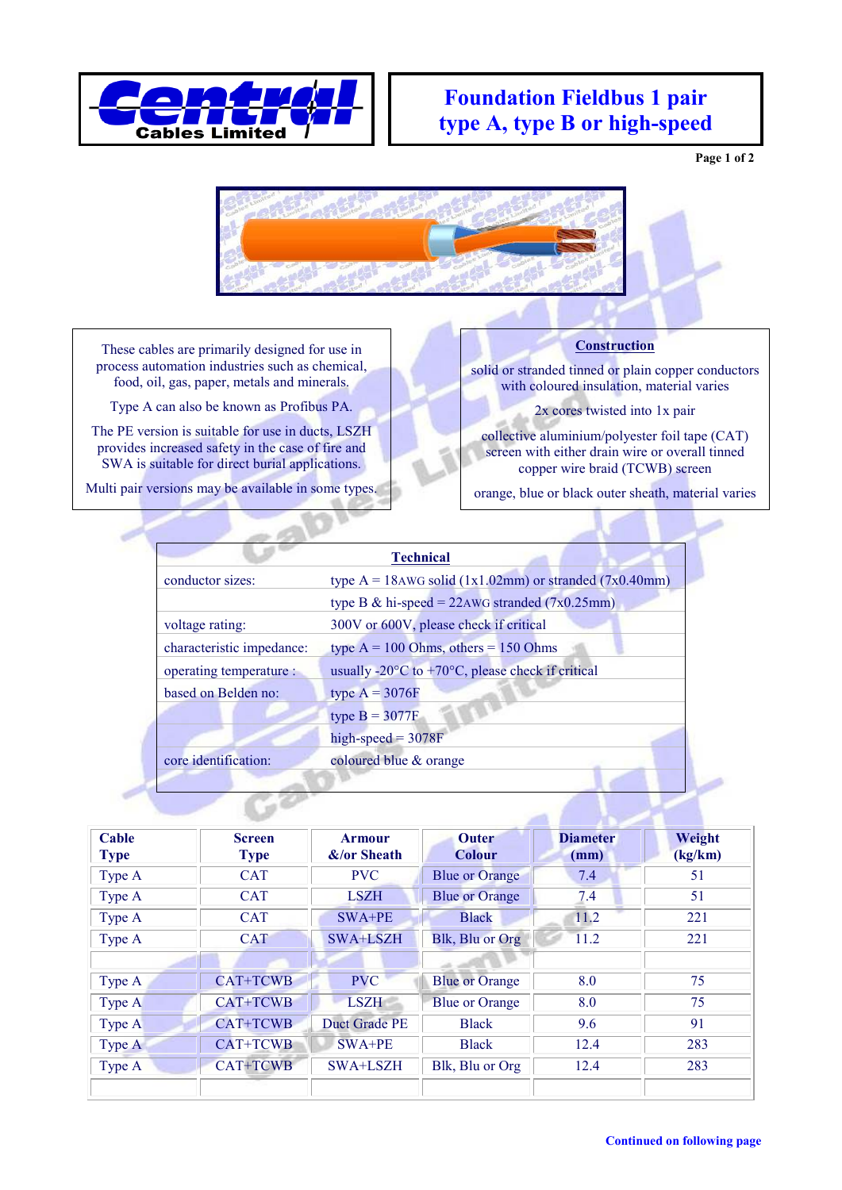# Foundation Fieldbus 1 pair type A, type B or high-speed

Central Cables Limited

These cables are primarily designed for use in process automation industries such as chemical, food, oil, gas, paper, metals and minerals.

Type A can also be known as Profibus PA.

The PE version is suitable for use in ducts, LSZH provides increased safety in the case of fire and SWA is suitable for direct burial applications.

Multi pair versions may be available in some types.

## Construction

solid or stranded tinned or plain copper conductors with coloured insulation, material varies

2x cores twisted into 1x pair

collective aluminium/polyester foil tape (CAT) screen with either drain wire or overall tinned copper wire braid (TCWB) screen

orange, blue or black outer sheath, material varies

## Technical

| | |
|---|---|
| conductor sizes: | type A = 18AWG solid (1x1.02mm) or stranded (7x0.40mm) |
| | type B & hi-speed = 22AWG stranded (7x0.25mm) |
| voltage rating: | 300V or 600V, please check if critical |
| characteristic impedance: | type A = 100 Ohms, others = 150 Ohms |
| operating temperature : | usually -20°C to +70°C, please check if critical |
| based on Belden no: | type A = 3076F |
| | type B = 3077F |
| | high-speed = 3078F |
| core identification: | coloured blue & orange |

| Cable Type | Screen Type | Armour &/or Sheath | Outer Colour | Diameter (mm) | Weight (kg/km) |
|---|---|---|---|---|---|
| Type A | CAT | PVC | Blue or Orange | 7.4 | 51 |
| Type A | CAT | LSZH | Blue or Orange | 7.4 | 51 |
| Type A | CAT | SWA+PE | Black | 11.2 | 221 |
| Type A | CAT | SWA+LSZH | Blk, Blu or Org | 11.2 | 221 |
| | | | | | |
| Type A | CAT+TCWB | PVC | Blue or Orange | 8.0 | 75 |
| Type A | CAT+TCWB | LSZH | Blue or Orange | 8.0 | 75 |
| Type A | CAT+TCWB | Duct Grade PE | Black | 9.6 | 91 |
| Type A | CAT+TCWB | SWA+PE | Black | 12.4 | 283 |
| Type A | CAT+TCWB | SWA+LSZH | Blk, Blu or Org | 12.4 | 283 |
| | | | | | |

**Continued on following page**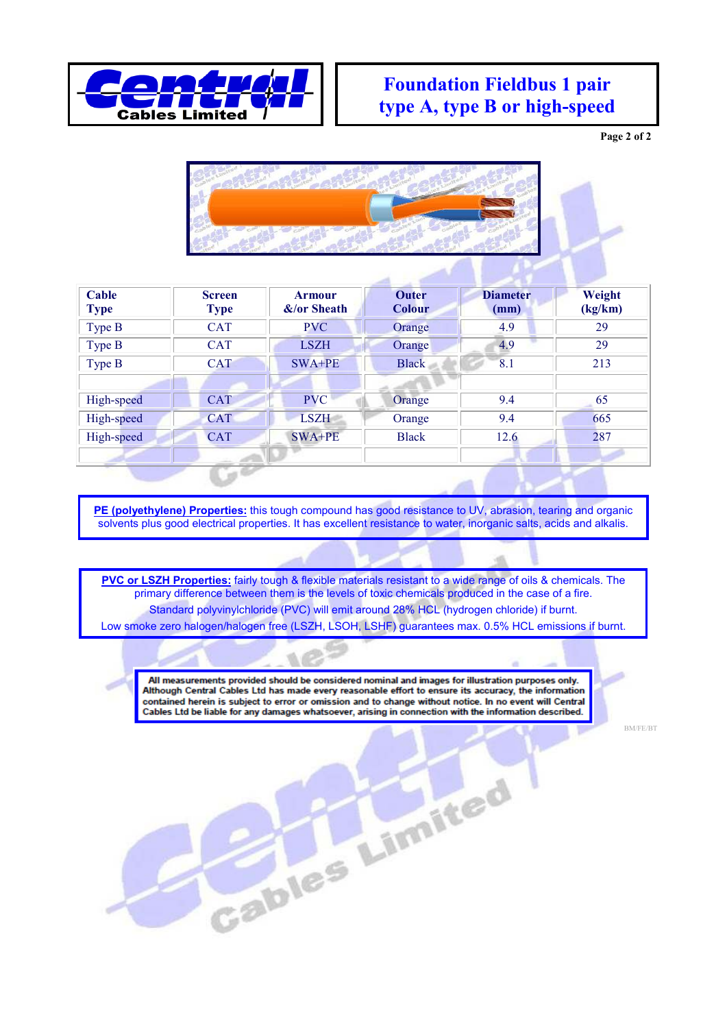# Foundation Fieldbus 1 pair type A, type B or high-speed

| Cable Type | Screen Type | Armour &/or Sheath | Outer Colour | Diameter (mm) | Weight (kg/km) |
|---|---|---|---|---|---|
| Type B | CAT | PVC | Orange | 4.9 | 29 |
| Type B | CAT | LSZH | Orange | 4.9 | 29 |
| Type B | CAT | SWA+PE | Black | 8.1 | 213 |
| | | | | | |
| High-speed | CAT | PVC | Orange | 9.4 | 65 |
| High-speed | CAT | LSZH | Orange | 9.4 | 665 |
| High-speed | CAT | SWA+PE | Black | 12.6 | 287 |
| | | | | | |

**PE (polyethylene) Properties:** this tough compound has good resistance to UV, abrasion, tearing and organic solvents plus good electrical properties. It has excellent resistance to water, inorganic salts, acids and alkalis.

**PVC or LSZH Properties:** fairly tough & flexible materials resistant to a wide range of oils & chemicals. The primary difference between them is the levels of toxic chemicals produced in the case of a fire.
Standard polyvinylchloride (PVC) will emit around 28% HCL (hydrogen chloride) if burnt.
Low smoke zero halogen/halogen free (LSZH, LSOH, LSHF) guarantees max. 0.5% HCL emissions if burnt.

All measurements provided should be considered nominal and images for illustration purposes only. Although Central Cables Ltd has made every reasonable effort to ensure its accuracy, the information contained herein is subject to error or omission and to change without notice. In no event will Central Cables Ltd be liable for any damages whatsoever, arising in connection with the information described.

BM/FE/BT